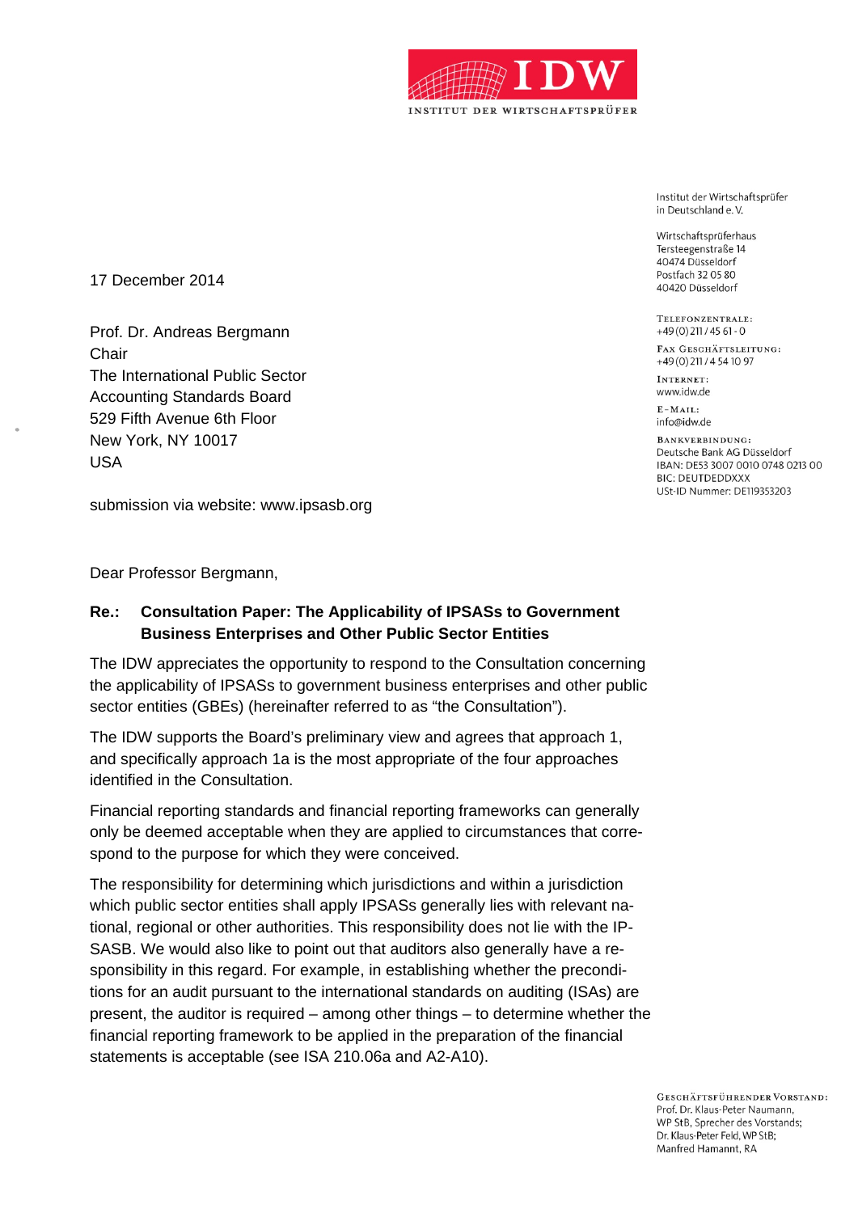INSTITUT DER WIRTSCHAFTSPRÜFER

Institut der Wirtschaftsprüfer
in Deutschland e. V.

Wirtschaftsprüferhaus
Tersteegenstraße 14
40474 Düsseldorf
Postfach 32 05 80
40420 Düsseldorf

TELEFONZENTRALE:
+49 (0) 211 / 45 61 - 0

FAX GESCHÄFTSLEITUNG:
+49 (0) 211 / 4 54 10 97

INTERNET:
www.idw.de

E-MAIL:
info@idw.de

BANKVERBINDUNG:
Deutsche Bank AG Düsseldorf
IBAN: DE53 3007 0010 0748 0213 00
BIC: DEUTDEDDXXX
USt-ID Nummer: DE119353203

17 December 2014

Prof. Dr. Andreas Bergmann
Chair
The International Public Sector
Accounting Standards Board
529 Fifth Avenue 6th Floor
New York, NY 10017
USA

submission via website: www.ipsasb.org

Dear Professor Bergmann,

**Re.: Consultation Paper: The Applicability of IPSASs to Government Business Enterprises and Other Public Sector Entities**

The IDW appreciates the opportunity to respond to the Consultation concerning the applicability of IPSASs to government business enterprises and other public sector entities (GBEs) (hereinafter referred to as "the Consultation").

The IDW supports the Board's preliminary view and agrees that approach 1, and specifically approach 1a is the most appropriate of the four approaches identified in the Consultation.

Financial reporting standards and financial reporting frameworks can generally only be deemed acceptable when they are applied to circumstances that correspond to the purpose for which they were conceived.

The responsibility for determining which jurisdictions and within a jurisdiction which public sector entities shall apply IPSASs generally lies with relevant national, regional or other authorities. This responsibility does not lie with the IPSASB. We would also like to point out that auditors also generally have a responsibility in this regard. For example, in establishing whether the preconditions for an audit pursuant to the international standards on auditing (ISAs) are present, the auditor is required – among other things – to determine whether the financial reporting framework to be applied in the preparation of the financial statements is acceptable (see ISA 210.06a and A2-A10).

GESCHÄFTSFÜHRENDER VORSTAND:
Prof. Dr. Klaus-Peter Naumann,
WP StB, Sprecher des Vorstands;
Dr. Klaus-Peter Feld, WP StB;
Manfred Hamannt, RA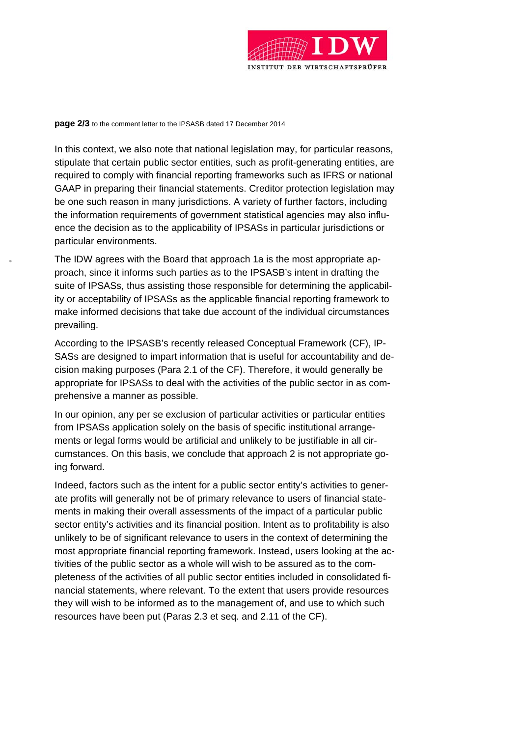In this context, we also note that national legislation may, for particular reasons, stipulate that certain public sector entities, such as profit-generating entities, are required to comply with financial reporting frameworks such as IFRS or national GAAP in preparing their financial statements. Creditor protection legislation may be one such reason in many jurisdictions. A variety of further factors, including the information requirements of government statistical agencies may also influence the decision as to the applicability of IPSASs in particular jurisdictions or particular environments.

The IDW agrees with the Board that approach 1a is the most appropriate approach, since it informs such parties as to the IPSASB's intent in drafting the suite of IPSASs, thus assisting those responsible for determining the applicability or acceptability of IPSASs as the applicable financial reporting framework to make informed decisions that take due account of the individual circumstances prevailing.

According to the IPSASB's recently released Conceptual Framework (CF), IPSASs are designed to impart information that is useful for accountability and decision making purposes (Para 2.1 of the CF). Therefore, it would generally be appropriate for IPSASs to deal with the activities of the public sector in as comprehensive a manner as possible.

In our opinion, any per se exclusion of particular activities or particular entities from IPSASs application solely on the basis of specific institutional arrangements or legal forms would be artificial and unlikely to be justifiable in all circumstances. On this basis, we conclude that approach 2 is not appropriate going forward.

Indeed, factors such as the intent for a public sector entity's activities to generate profits will generally not be of primary relevance to users of financial statements in making their overall assessments of the impact of a particular public sector entity's activities and its financial position. Intent as to profitability is also unlikely to be of significant relevance to users in the context of determining the most appropriate financial reporting framework. Instead, users looking at the activities of the public sector as a whole will wish to be assured as to the completeness of the activities of all public sector entities included in consolidated financial statements, where relevant. To the extent that users provide resources they will wish to be informed as to the management of, and use to which such resources have been put (Paras 2.3 et seq. and 2.11 of the CF).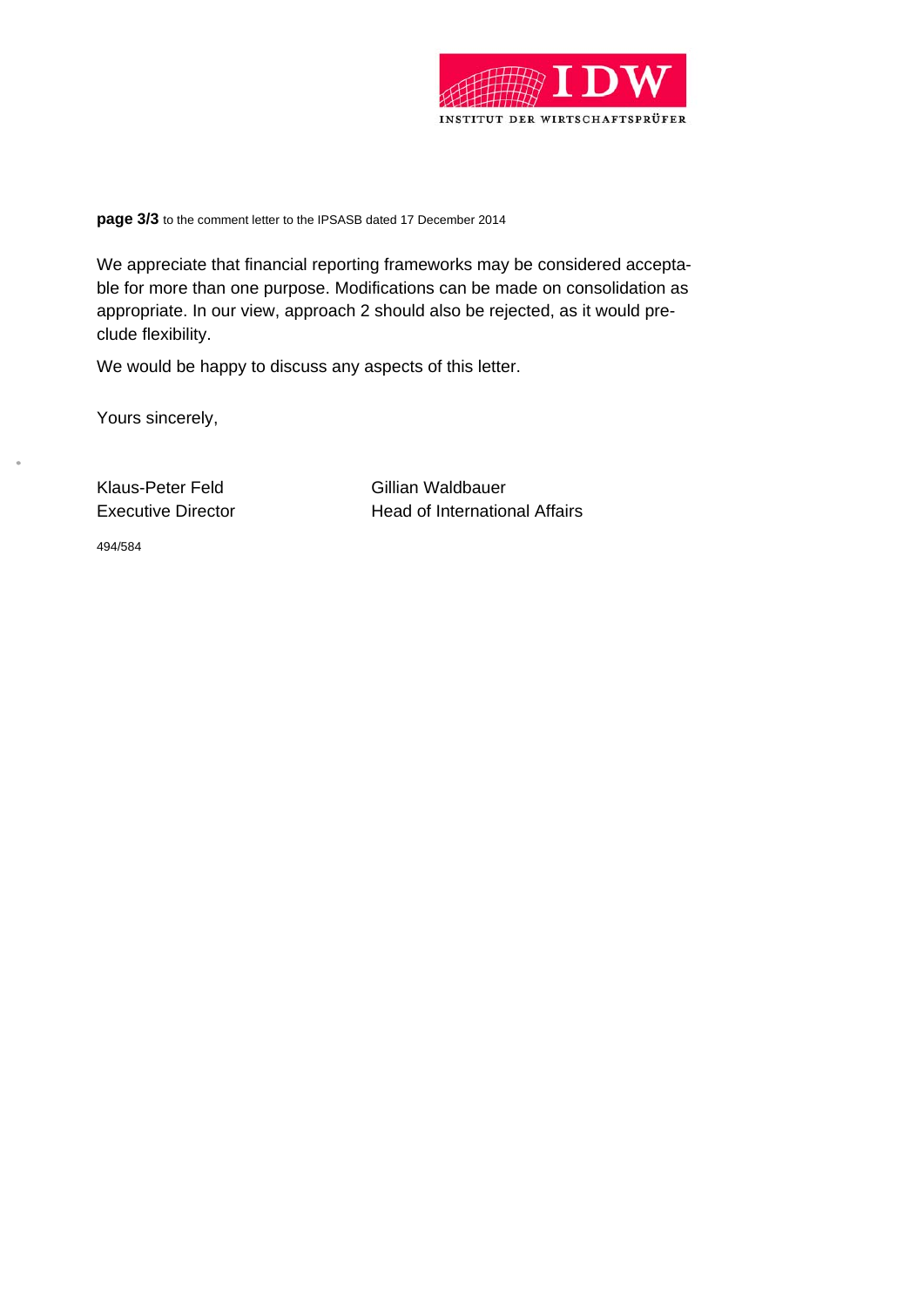We appreciate that financial reporting frameworks may be considered acceptable for more than one purpose. Modifications can be made on consolidation as appropriate. In our view, approach 2 should also be rejected, as it would preclude flexibility.

We would be happy to discuss any aspects of this letter.

Yours sincerely,

Klaus-Peter Feld
Executive Director

Gillian Waldbauer
Head of International Affairs

494/584